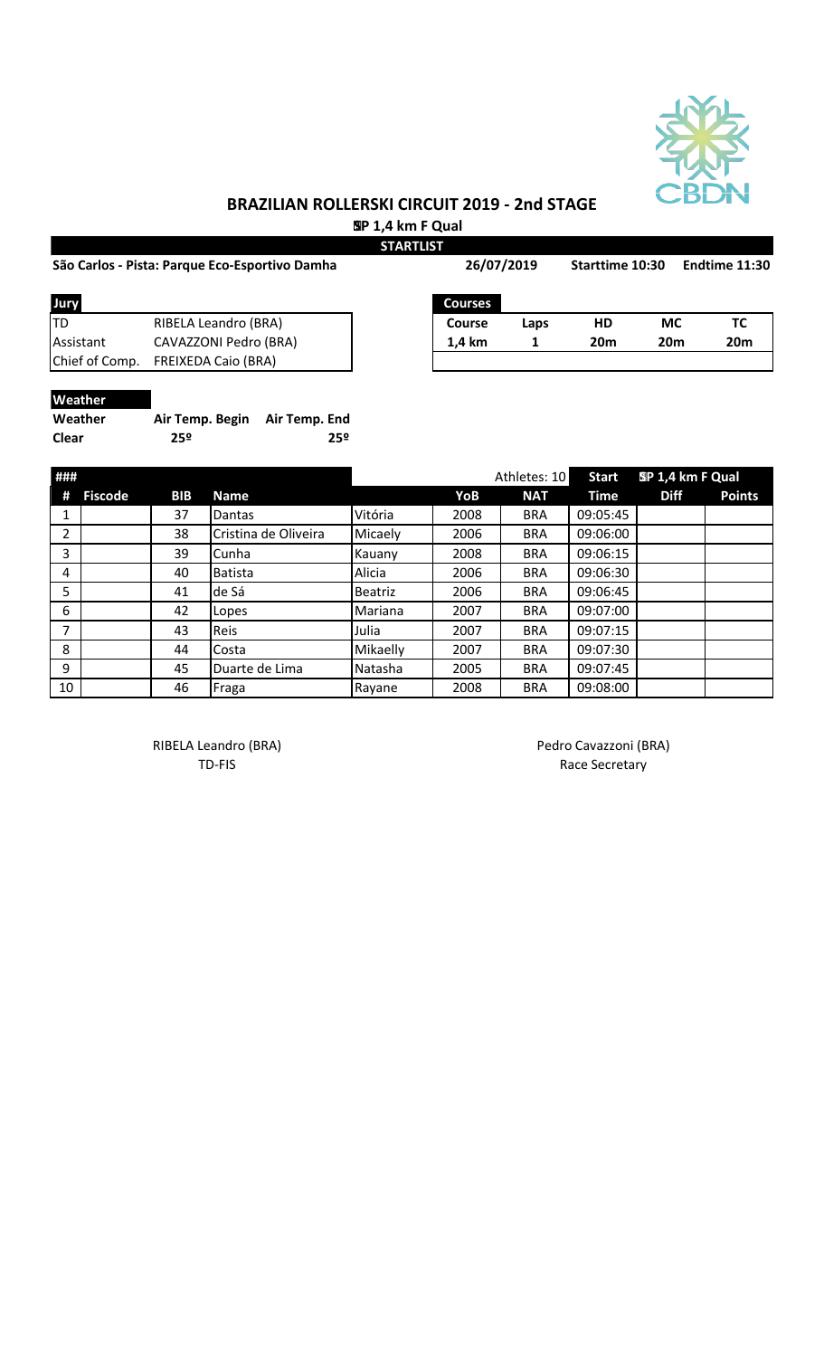## BRAZILIAN ROLLERSKI CIRCUIT 2019 - 2nd STAGE

**SP 1,4 km F Qual**

**STARTLIST**

**São Carlos - Pista: Parque Eco-Esportivo Damha** | **26/07/2019** | **Starttime 10:30** | **Endtime 11:30**

| Jury | |
|---|---|
| TD | RIBELA Leandro (BRA) |
| Assistant | CAVAZZONI Pedro (BRA) |
| Chief of Comp. | FREIXEDA Caio (BRA) |

| Courses | | | | |
|---|---|---|---|---|
| **Course** | **Laps** | **HD** | **MC** | **TC** |
| **1,4 km** | **1** | **20m** | **20m** | **20m** |

**Weather**

| Weather | Air Temp. Begin | Air Temp. End |
|---|---|---|
| Clear | 25º | 25º |

| ### | | | | | | | Athletes: 10 | Start | SP 1,4 km F Qual | |
|---|---|---|---|---|---|---|---|---|---|---|
| **#** | **Fiscode** | **BIB** | **Name** | | **YoB** | **NAT** | | **Time** | **Diff** | **Points** |
| 1 | | 37 | Dantas | Vitória | 2008 | BRA | | 09:05:45 | | |
| 2 | | 38 | Cristina de Oliveira | Micaely | 2006 | BRA | | 09:06:00 | | |
| 3 | | 39 | Cunha | Kauany | 2008 | BRA | | 09:06:15 | | |
| 4 | | 40 | Batista | Alicia | 2006 | BRA | | 09:06:30 | | |
| 5 | | 41 | de Sá | Beatriz | 2006 | BRA | | 09:06:45 | | |
| 6 | | 42 | Lopes | Mariana | 2007 | BRA | | 09:07:00 | | |
| 7 | | 43 | Reis | Julia | 2007 | BRA | | 09:07:15 | | |
| 8 | | 44 | Costa | Mikaelly | 2007 | BRA | | 09:07:30 | | |
| 9 | | 45 | Duarte de Lima | Natasha | 2005 | BRA | | 09:07:45 | | |
| 10 | | 46 | Fraga | Rayane | 2008 | BRA | | 09:08:00 | | |

RIBELA Leandro (BRA)
TD-FIS

Pedro Cavazzoni (BRA)
Race Secretary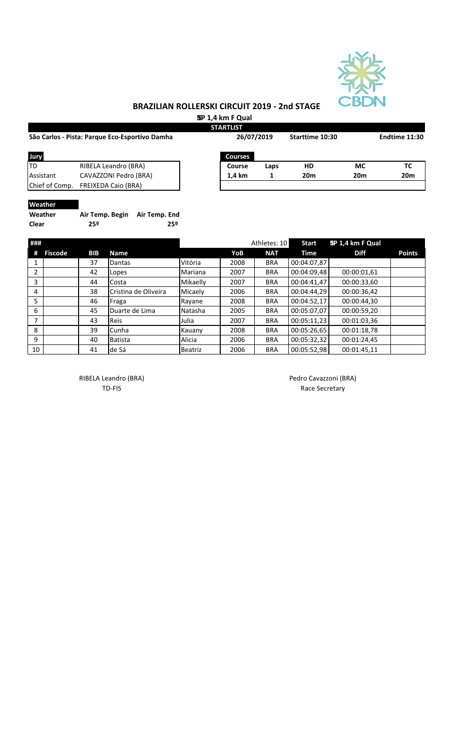# BRAZILIAN ROLLERSKI CIRCUIT 2019 - 2nd STAGE

**SP 1,4 km F Qual**

**STARTLIST**

**São Carlos - Pista: Parque Eco-Esportivo Damha** | **26/07/2019** | **Starttime 10:30** | **Endtime 11:30**

| Jury | |
|---|---|
| TD | RIBELA Leandro (BRA) |
| Assistant | CAVAZZONI Pedro (BRA) |
| Chief of Comp. | FREIXEDA Caio (BRA) |

| Courses | | | | |
|---|---|---|---|---|
| **Course** | **Laps** | **HD** | **MC** | **TC** |
| **1,4 km** | **1** | **20m** | **20m** | **20m** |

**Weather**

| Weather | Air Temp. Begin | Air Temp. End |
|---|---|---|
| **Clear** | **25º** | **25º** |

| ### | | | | | | Athletes: 10 | Start | SP 1,4 km F Qual | |
|---|---|---|---|---|---|---|---|---|---|
| # | Fiscode | BIB | Name | | YoB | NAT | Time | Diff | Points |
| 1 | | 37 | Dantas | Vitória | 2008 | BRA | 00:04:07,87 | | |
| 2 | | 42 | Lopes | Mariana | 2007 | BRA | 00:04:09,48 | 00:00:01,61 | |
| 3 | | 44 | Costa | Mikaelly | 2007 | BRA | 00:04:41,47 | 00:00:33,60 | |
| 4 | | 38 | Cristina de Oliveira | Micaely | 2006 | BRA | 00:04:44,29 | 00:00:36,42 | |
| 5 | | 46 | Fraga | Rayane | 2008 | BRA | 00:04:52,17 | 00:00:44,30 | |
| 6 | | 45 | Duarte de Lima | Natasha | 2005 | BRA | 00:05:07,07 | 00:00:59,20 | |
| 7 | | 43 | Reis | Julia | 2007 | BRA | 00:05:11,23 | 00:01:03,36 | |
| 8 | | 39 | Cunha | Kauany | 2008 | BRA | 00:05:26,65 | 00:01:18,78 | |
| 9 | | 40 | Batista | Alicia | 2006 | BRA | 00:05:32,32 | 00:01:24,45 | |
| 10 | | 41 | de Sá | Beatriz | 2006 | BRA | 00:05:52,98 | 00:01:45,11 | |

RIBELA Leandro (BRA)
TD-FIS

Pedro Cavazzoni (BRA)
Race Secretary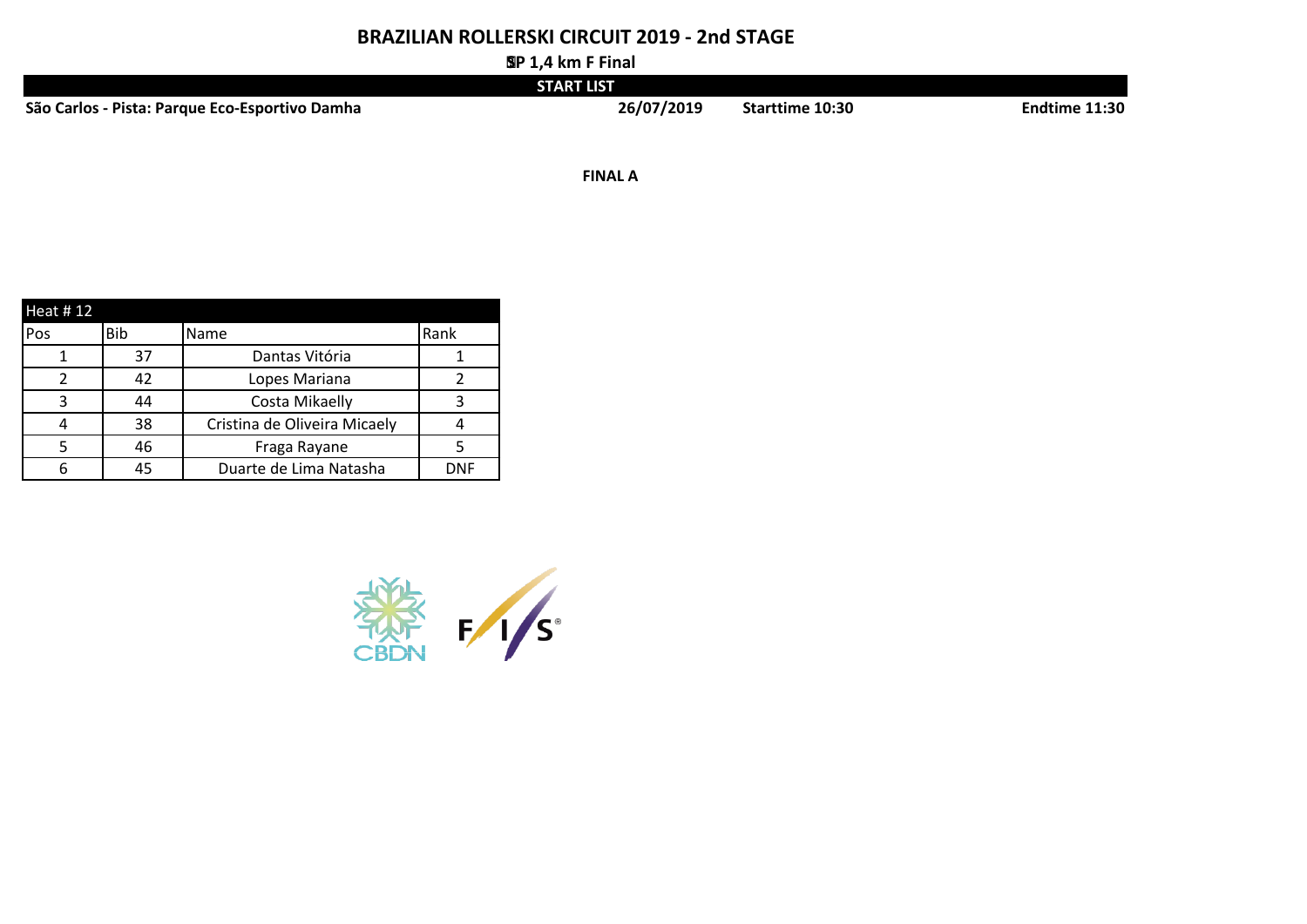# BRAZILIAN ROLLERSKI CIRCUIT 2019 - 2nd STAGE

**SP 1,4 km F Final**

**START LIST**

**São Carlos - Pista: Parque Eco-Esportivo Damha** **26/07/2019** **Starttime 10:30** **Endtime 11:30**

**FINAL A**

| Heat # 12 | | | |
|---|---|---|---|
| Pos | Bib | Name | Rank |
| 1 | 37 | Dantas Vitória | 1 |
| 2 | 42 | Lopes Mariana | 2 |
| 3 | 44 | Costa Mikaelly | 3 |
| 4 | 38 | Cristina de Oliveira Micaely | 4 |
| 5 | 46 | Fraga Rayane | 5 |
| 6 | 45 | Duarte de Lima Natasha | DNF |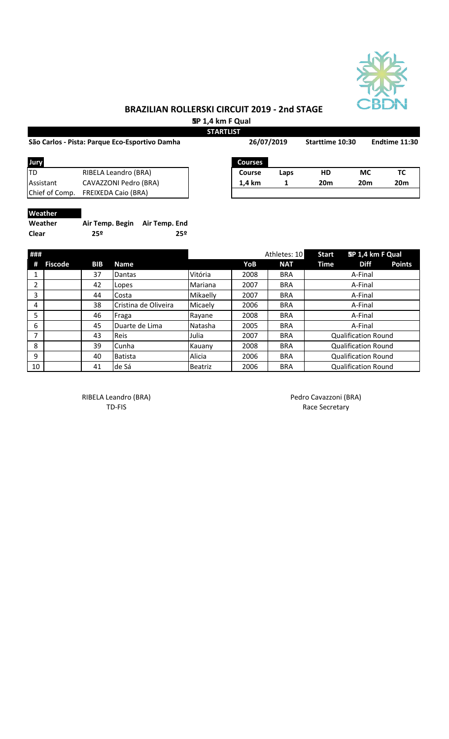# BRAZILIAN ROLLERSKI CIRCUIT 2019 - 2nd STAGE

**SP 1,4 km F Qual**

**STARTLIST**

**São Carlos - Pista: Parque Eco-Esportivo Damha** | **26/07/2019** | **Starttime 10:30** | **Endtime 11:30**

| **Jury** | |
|---|---|
| TD | RIBELA Leandro (BRA) |
| Assistant | CAVAZZONI Pedro (BRA) |
| Chief of Comp. | FREIXEDA Caio (BRA) |

| **Courses** | | | | |
|---|---|---|---|---|
| **Course** | **Laps** | **HD** | **MC** | **TC** |
| **1,4 km** | **1** | **20m** | **20m** | **20m** |

**Weather**

| **Weather** | **Air Temp. Begin** | **Air Temp. End** |
|---|---|---|
| **Clear** | **25º** | **25º** |

| ### | | | | | | Athletes: 10 | Start | SP 1,4 km F Qual | |
|---|---|---|---|---|---|---|---|---|---|
| **#** | **Fiscode** | **BIB** | **Name** | | **YoB** | **NAT** | **Time** | **Diff** | **Points** |
| 1 | | 37 | Dantas | Vitória | 2008 | BRA | A-Final | | |
| 2 | | 42 | Lopes | Mariana | 2007 | BRA | A-Final | | |
| 3 | | 44 | Costa | Mikaelly | 2007 | BRA | A-Final | | |
| 4 | | 38 | Cristina de Oliveira | Micaely | 2006 | BRA | A-Final | | |
| 5 | | 46 | Fraga | Rayane | 2008 | BRA | A-Final | | |
| 6 | | 45 | Duarte de Lima | Natasha | 2005 | BRA | A-Final | | |
| 7 | | 43 | Reis | Julia | 2007 | BRA | Qualification Round | | |
| 8 | | 39 | Cunha | Kauany | 2008 | BRA | Qualification Round | | |
| 9 | | 40 | Batista | Alicia | 2006 | BRA | Qualification Round | | |
| 10 | | 41 | de Sá | Beatriz | 2006 | BRA | Qualification Round | | |

RIBELA Leandro (BRA)
TD-FIS

Pedro Cavazzoni (BRA)
Race Secretary